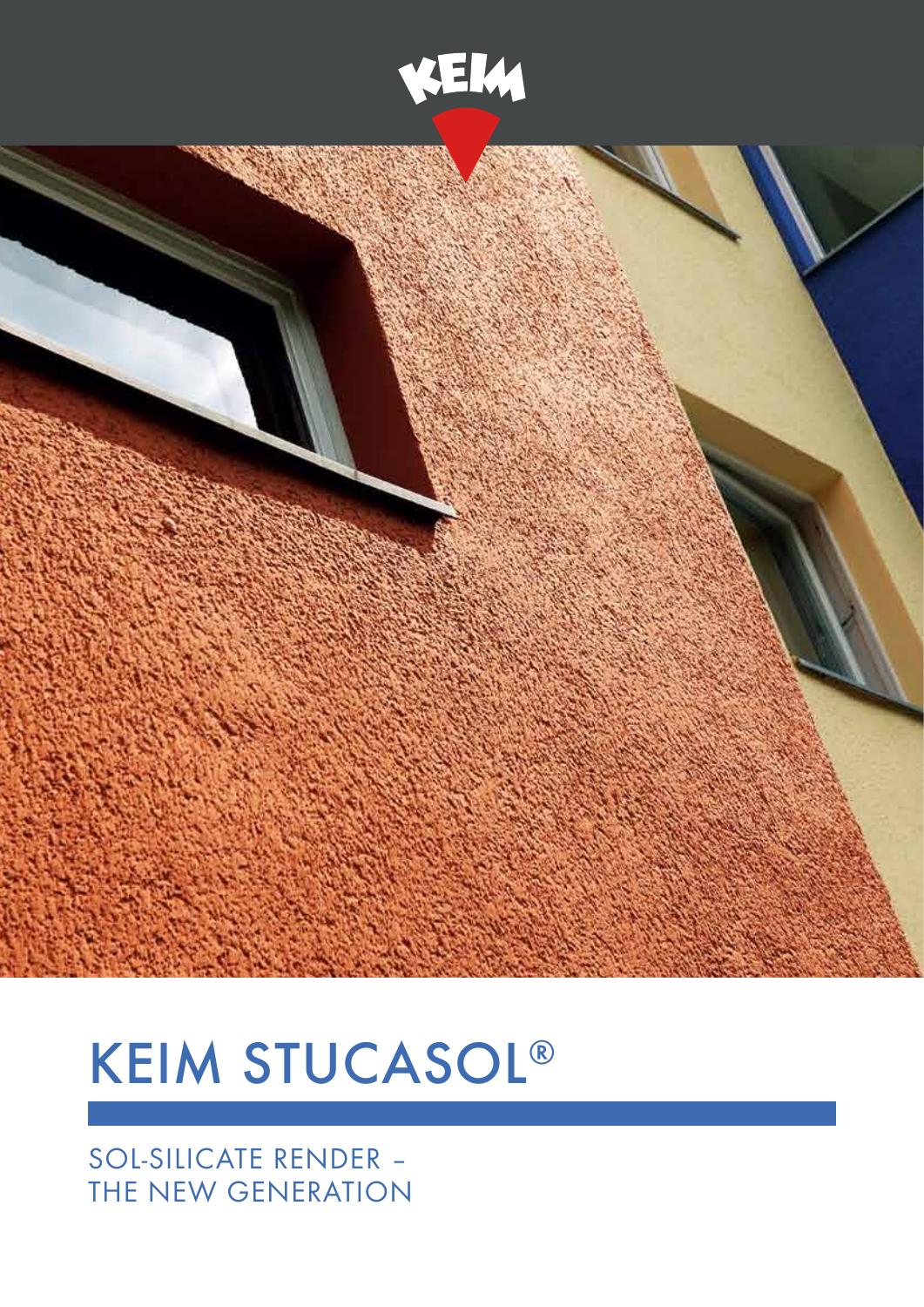# KEIM STUCASOL®

SOL-SILICATE RENDER –
THE NEW GENERATION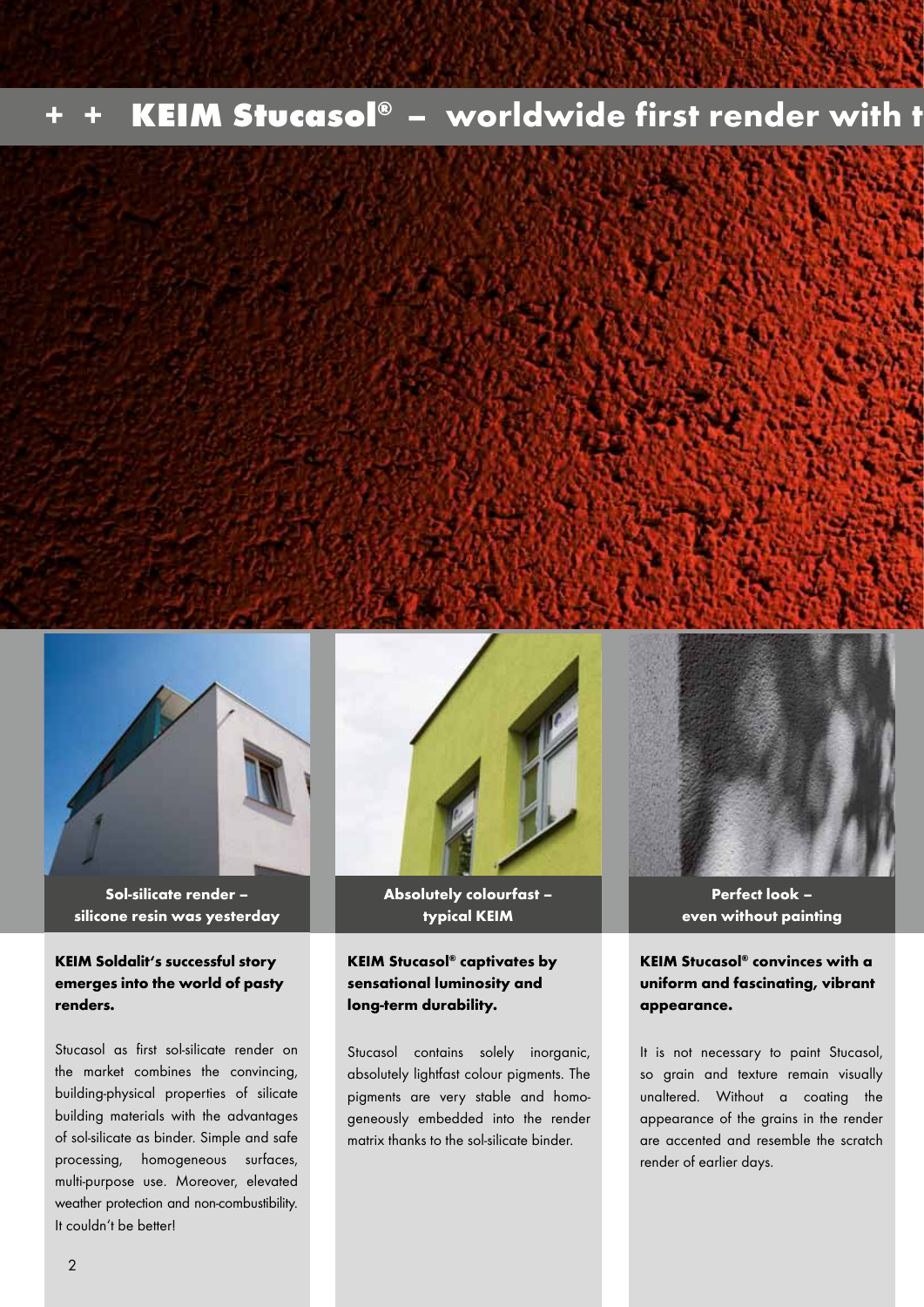# + + KEIM Stucasol® – worldwide first render with t

**Sol-silicate render – silicone resin was yesterday**

### KEIM Soldalit's successful story emerges into the world of pasty renders.

Stucasol as first sol-silicate render on the market combines the convincing, building-physical properties of silicate building materials with the advantages of sol-silicate as binder. Simple and safe processing, homogeneous surfaces, multi-purpose use. Moreover, elevated weather protection and non-combustibility. It couldn't be better!

**Absolutely colourfast – typical KEIM**

### KEIM Stucasol® captivates by sensational luminosity and long-term durability.

Stucasol contains solely inorganic, absolutely lightfast colour pigments. The pigments are very stable and homogeneously embedded into the render matrix thanks to the sol-silicate binder.

**Perfect look – even without painting**

### KEIM Stucasol® convinces with a uniform and fascinating, vibrant appearance.

It is not necessary to paint Stucasol, so grain and texture remain visually unaltered. Without a coating the appearance of the grains in the render are accented and resemble the scratch render of earlier days.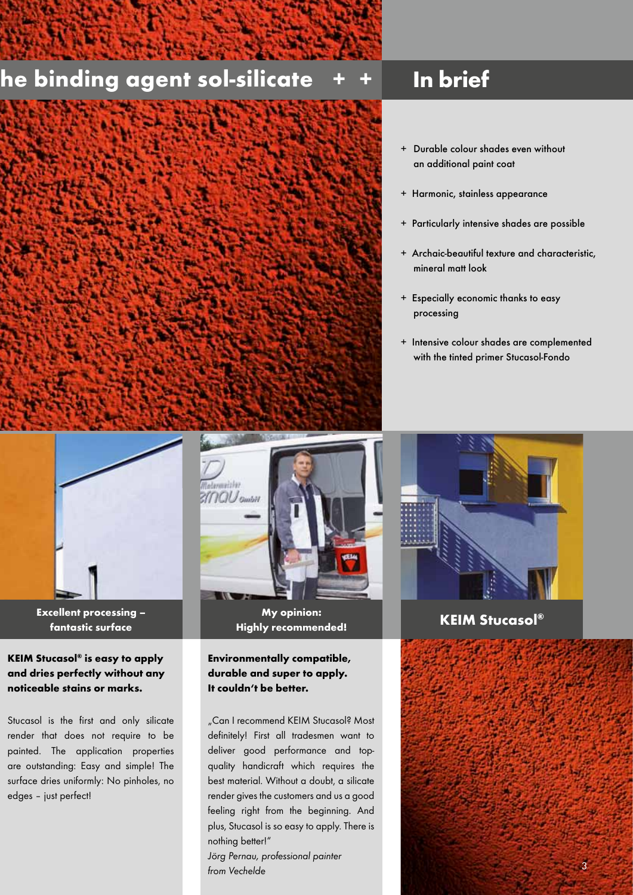## he binding agent sol-silicate + +

## In brief

- Durable colour shades even without an additional paint coat
- Harmonic, stainless appearance
- Particularly intensive shades are possible
- Archaic-beautiful texture and characteristic, mineral matt look
- Especially economic thanks to easy processing
- Intensive colour shades are complemented with the tinted primer Stucasol-Fondo

### Excellent processing – fantastic surface

**KEIM Stucasol® is easy to apply and dries perfectly without any noticeable stains or marks.**

Stucasol is the first and only silicate render that does not require to be painted. The application properties are outstanding: Easy and simple! The surface dries uniformly: No pinholes, no edges – just perfect!

### My opinion: Highly recommended!

**Environmentally compatible, durable and super to apply. It couldn't be better.**

„Can I recommend KEIM Stucasol? Most definitely! First all tradesmen want to deliver good performance and top-quality handicraft which requires the best material. Without a doubt, a silicate render gives the customers and us a good feeling right from the beginning. And plus, Stucasol is so easy to apply. There is nothing better!"

*Jörg Pernau, professional painter from Vechelde*

### KEIM Stucasol®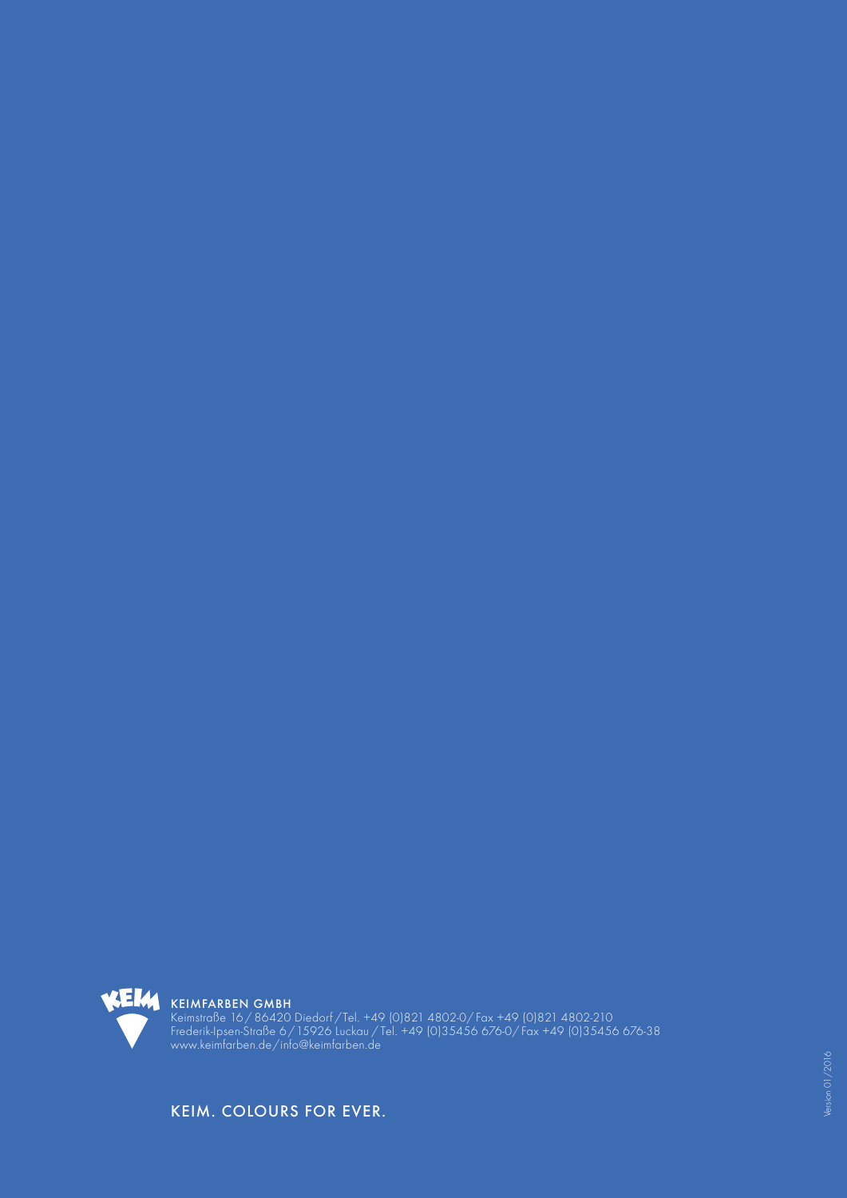**KEIMFARBEN GMBH**

Keimstraße 16 / 86420 Diedorf / Tel. +49 (0)821 4802-0 / Fax +49 (0)821 4802-210
Frederik-Ipsen-Straße 6 / 15926 Luckau / Tel. +49 (0)35456 676-0 / Fax +49 (0)35456 676-38
www.keimfarben.de / info@keimfarben.de

KEIM. COLOURS FOR EVER.

Version 01 / 2016